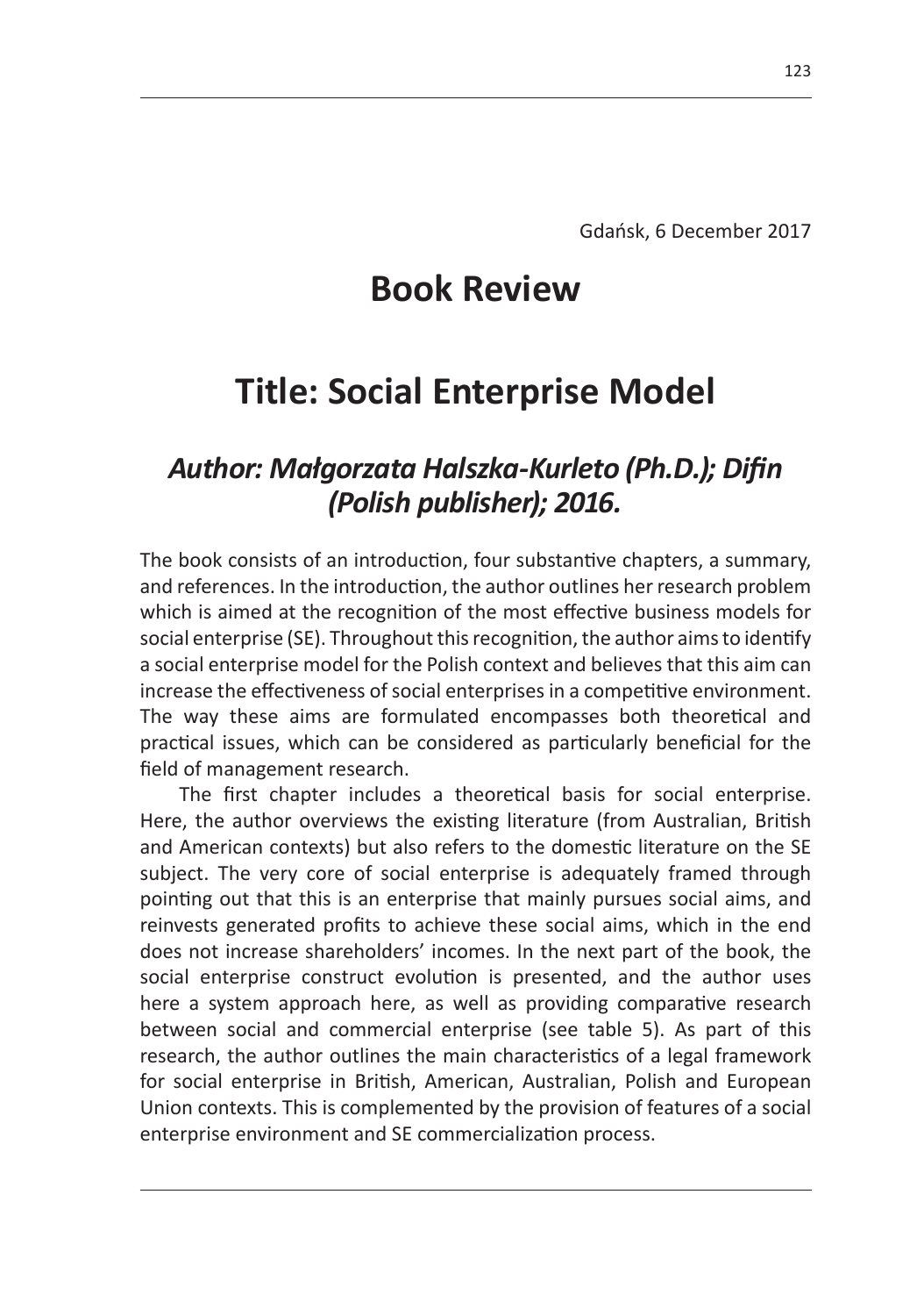Gdańsk, 6 December 2017

# Book Review

# Title: Social Enterprise Model

## *Author: Małgorzata Halszka-Kurleto (Ph.D.); Difin (Polish publisher); 2016.*

The book consists of an introduction, four substantive chapters, a summary, and references. In the introduction, the author outlines her research problem which is aimed at the recognition of the most effective business models for social enterprise (SE). Throughout this recognition, the author aims to identify a social enterprise model for the Polish context and believes that this aim can increase the effectiveness of social enterprises in a competitive environment. The way these aims are formulated encompasses both theoretical and practical issues, which can be considered as particularly beneficial for the field of management research.

The first chapter includes a theoretical basis for social enterprise. Here, the author overviews the existing literature (from Australian, British and American contexts) but also refers to the domestic literature on the SE subject. The very core of social enterprise is adequately framed through pointing out that this is an enterprise that mainly pursues social aims, and reinvests generated profits to achieve these social aims, which in the end does not increase shareholders' incomes. In the next part of the book, the social enterprise construct evolution is presented, and the author uses here a system approach here, as well as providing comparative research between social and commercial enterprise (see table 5). As part of this research, the author outlines the main characteristics of a legal framework for social enterprise in British, American, Australian, Polish and European Union contexts. This is complemented by the provision of features of a social enterprise environment and SE commercialization process.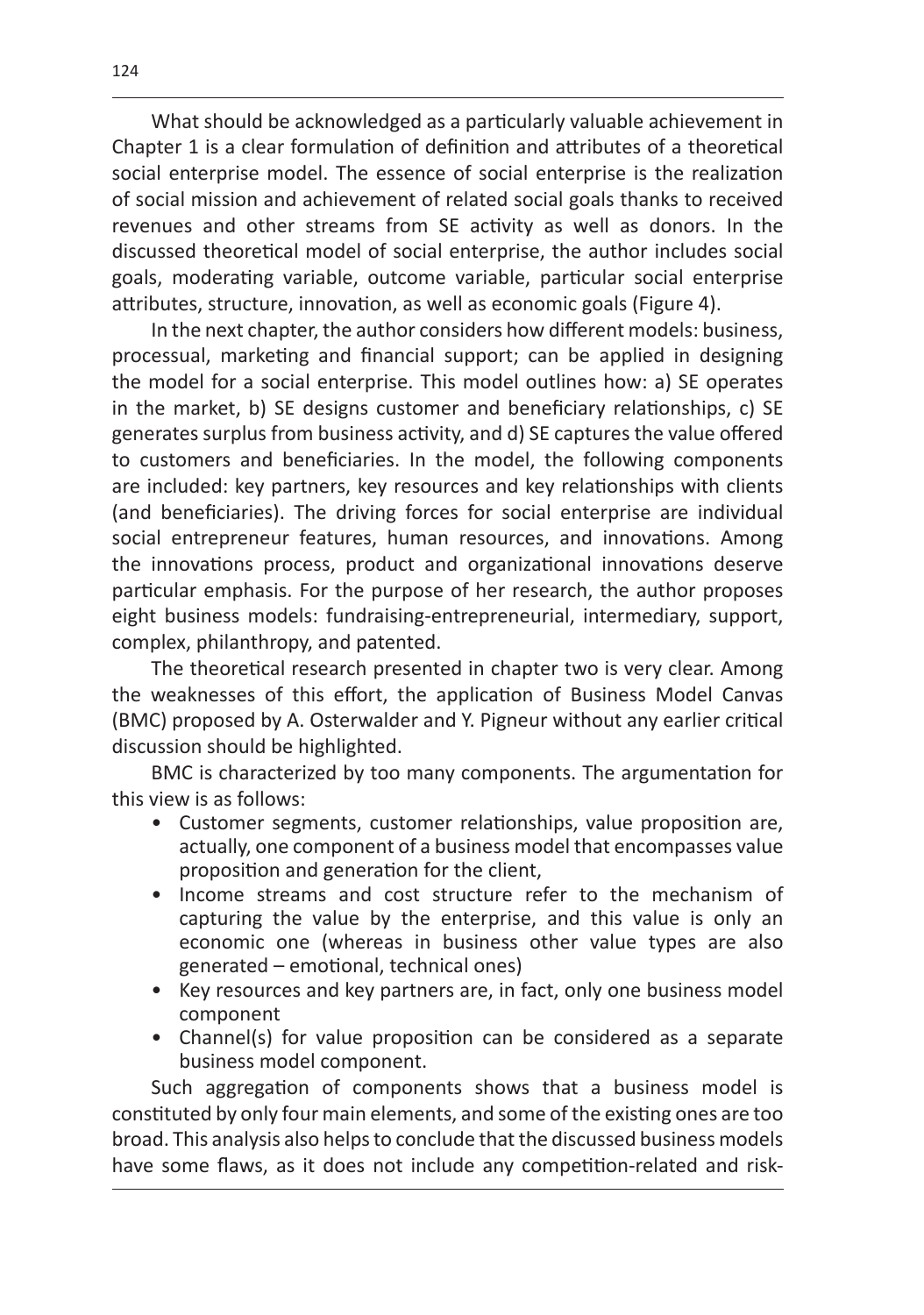What should be acknowledged as a particularly valuable achievement in Chapter 1 is a clear formulation of definition and attributes of a theoretical social enterprise model. The essence of social enterprise is the realization of social mission and achievement of related social goals thanks to received revenues and other streams from SE activity as well as donors. In the discussed theoretical model of social enterprise, the author includes social goals, moderating variable, outcome variable, particular social enterprise attributes, structure, innovation, as well as economic goals (Figure 4).

In the next chapter, the author considers how different models: business, processual, marketing and financial support; can be applied in designing the model for a social enterprise. This model outlines how: a) SE operates in the market, b) SE designs customer and beneficiary relationships, c) SE generates surplus from business activity, and d) SE captures the value offered to customers and beneficiaries. In the model, the following components are included: key partners, key resources and key relationships with clients (and beneficiaries). The driving forces for social enterprise are individual social entrepreneur features, human resources, and innovations. Among the innovations process, product and organizational innovations deserve particular emphasis. For the purpose of her research, the author proposes eight business models: fundraising-entrepreneurial, intermediary, support, complex, philanthropy, and patented.

The theoretical research presented in chapter two is very clear. Among the weaknesses of this effort, the application of Business Model Canvas (BMC) proposed by A. Osterwalder and Y. Pigneur without any earlier critical discussion should be highlighted.

BMC is characterized by too many components. The argumentation for this view is as follows:

- Customer segments, customer relationships, value proposition are, actually, one component of a business model that encompasses value proposition and generation for the client,
- Income streams and cost structure refer to the mechanism of capturing the value by the enterprise, and this value is only an economic one (whereas in business other value types are also generated – emotional, technical ones)
- Key resources and key partners are, in fact, only one business model component
- Channel(s) for value proposition can be considered as a separate business model component.

Such aggregation of components shows that a business model is constituted by only four main elements, and some of the existing ones are too broad. This analysis also helps to conclude that the discussed business models have some flaws, as it does not include any competition-related and risk-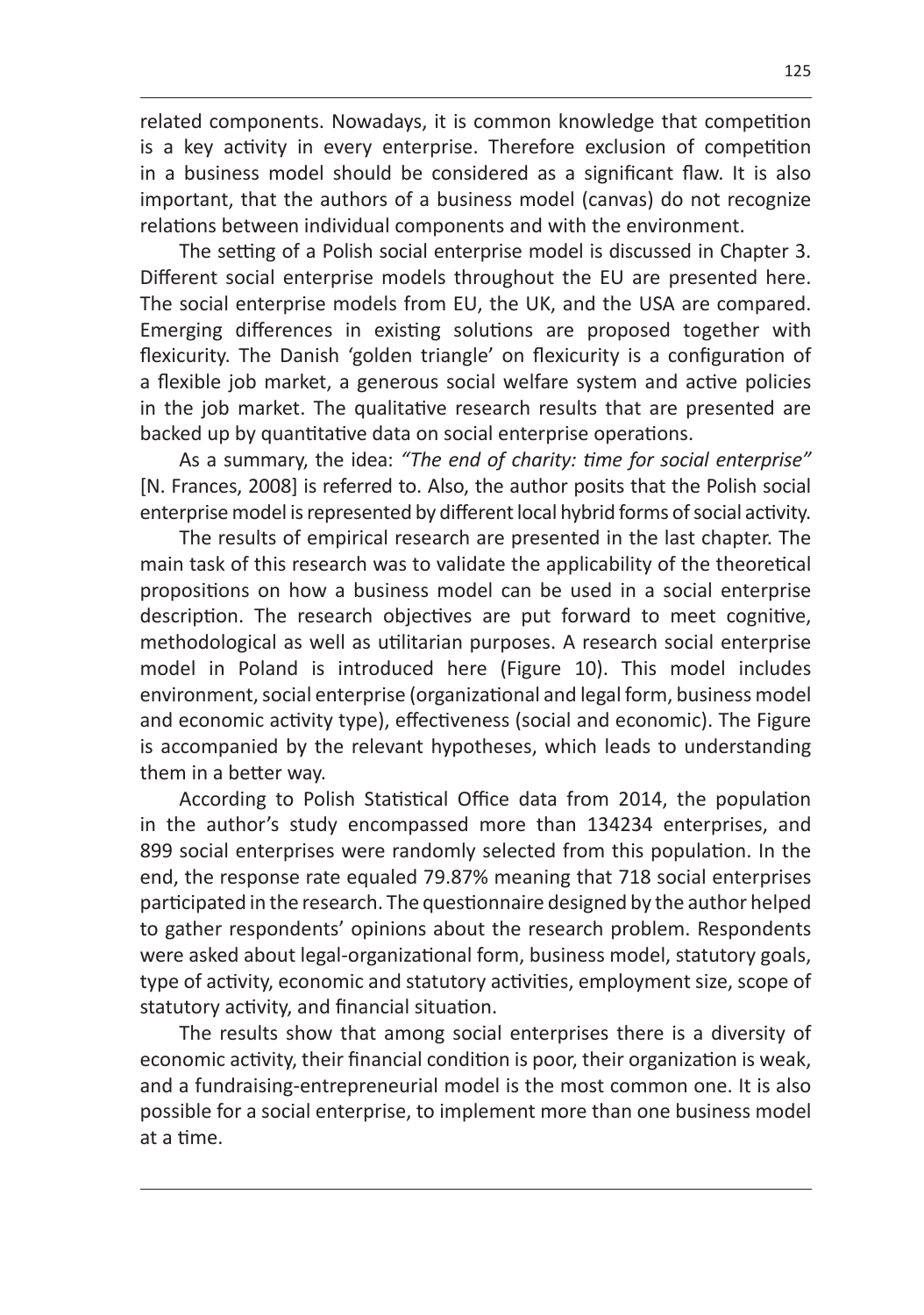related components. Nowadays, it is common knowledge that competition is a key activity in every enterprise. Therefore exclusion of competition in a business model should be considered as a significant flaw. It is also important, that the authors of a business model (canvas) do not recognize relations between individual components and with the environment.

The setting of a Polish social enterprise model is discussed in Chapter 3. Different social enterprise models throughout the EU are presented here. The social enterprise models from EU, the UK, and the USA are compared. Emerging differences in existing solutions are proposed together with flexicurity. The Danish 'golden triangle' on flexicurity is a configuration of a flexible job market, a generous social welfare system and active policies in the job market. The qualitative research results that are presented are backed up by quantitative data on social enterprise operations.

As a summary, the idea: *"The end of charity: time for social enterprise"* [N. Frances, 2008] is referred to. Also, the author posits that the Polish social enterprise model is represented by different local hybrid forms of social activity.

The results of empirical research are presented in the last chapter. The main task of this research was to validate the applicability of the theoretical propositions on how a business model can be used in a social enterprise description. The research objectives are put forward to meet cognitive, methodological as well as utilitarian purposes. A research social enterprise model in Poland is introduced here (Figure 10). This model includes environment, social enterprise (organizational and legal form, business model and economic activity type), effectiveness (social and economic). The Figure is accompanied by the relevant hypotheses, which leads to understanding them in a better way.

According to Polish Statistical Office data from 2014, the population in the author's study encompassed more than 134234 enterprises, and 899 social enterprises were randomly selected from this population. In the end, the response rate equaled 79.87% meaning that 718 social enterprises participated in the research. The questionnaire designed by the author helped to gather respondents' opinions about the research problem. Respondents were asked about legal-organizational form, business model, statutory goals, type of activity, economic and statutory activities, employment size, scope of statutory activity, and financial situation.

The results show that among social enterprises there is a diversity of economic activity, their financial condition is poor, their organization is weak, and a fundraising-entrepreneurial model is the most common one. It is also possible for a social enterprise, to implement more than one business model at a time.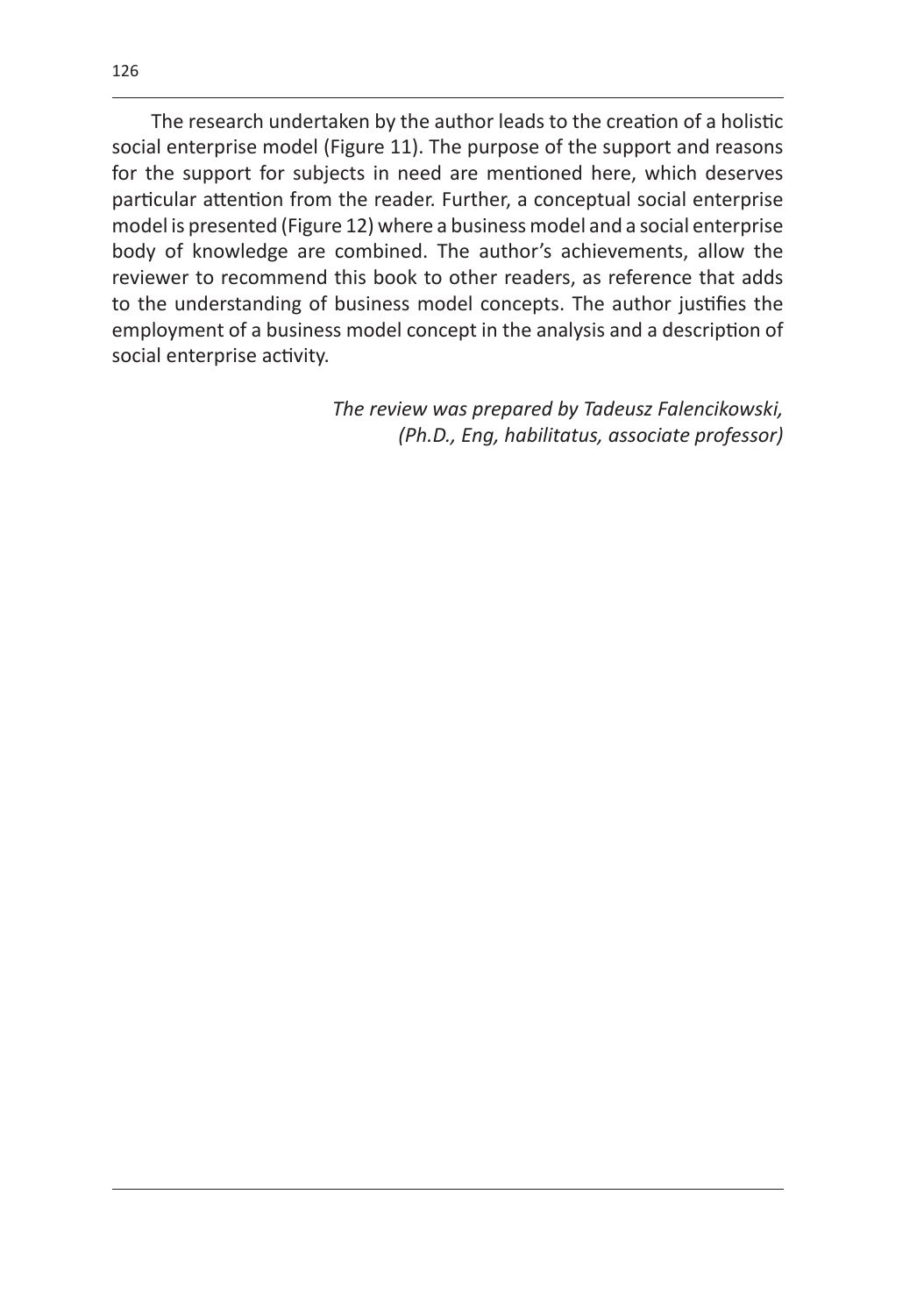The research undertaken by the author leads to the creation of a holistic social enterprise model (Figure 11). The purpose of the support and reasons for the support for subjects in need are mentioned here, which deserves particular attention from the reader. Further, a conceptual social enterprise model is presented (Figure 12) where a business model and a social enterprise body of knowledge are combined. The author's achievements, allow the reviewer to recommend this book to other readers, as reference that adds to the understanding of business model concepts. The author justifies the employment of a business model concept in the analysis and a description of social enterprise activity.

*The review was prepared by Tadeusz Falencikowski, (Ph.D., Eng, habilitatus, associate professor)*